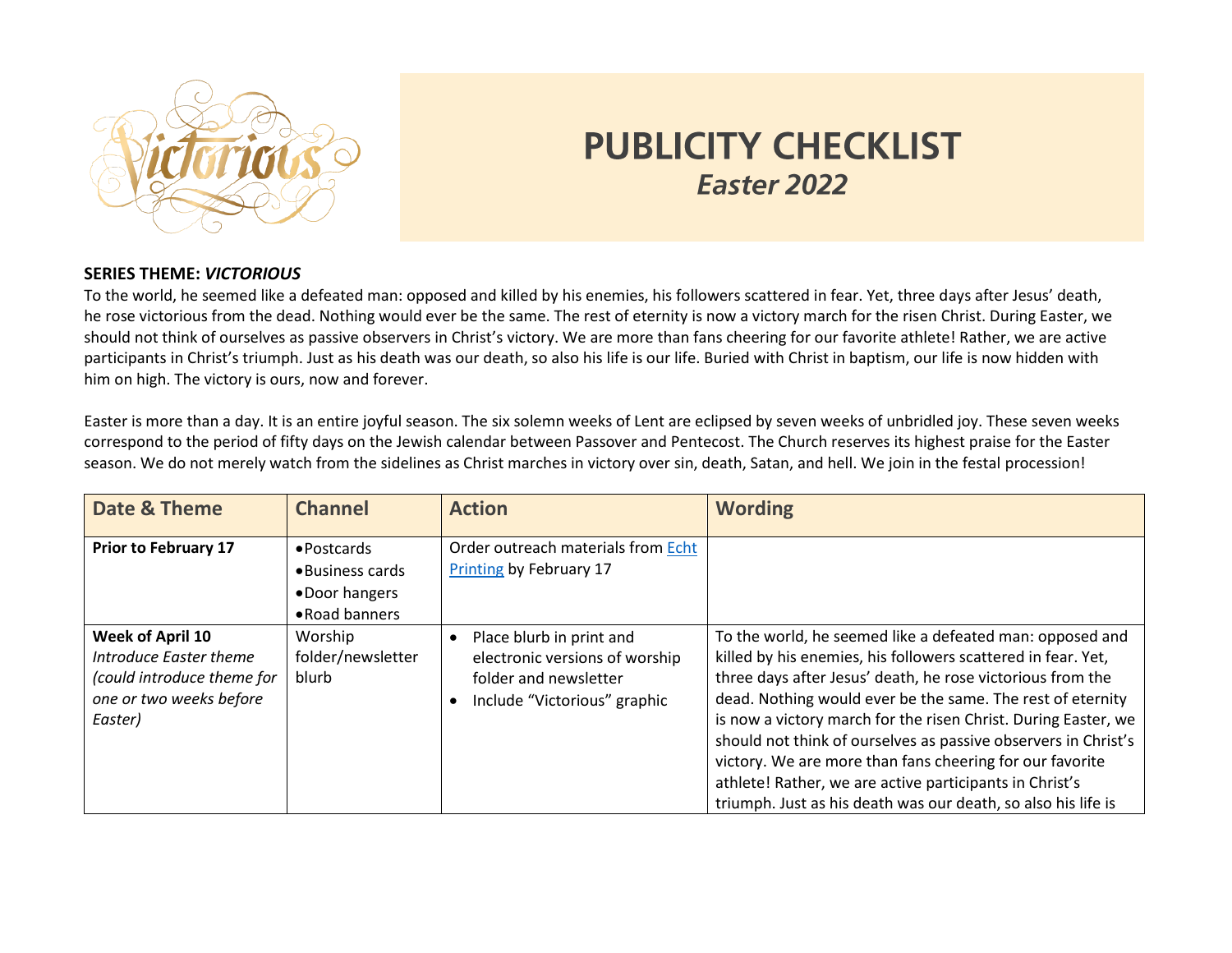# PUBLICITY CHECKLIST
## *Easter 2022*

**SERIES THEME: *VICTORIOUS***

To the world, he seemed like a defeated man: opposed and killed by his enemies, his followers scattered in fear. Yet, three days after Jesus' death, he rose victorious from the dead. Nothing would ever be the same. The rest of eternity is now a victory march for the risen Christ. During Easter, we should not think of ourselves as passive observers in Christ's victory. We are more than fans cheering for our favorite athlete! Rather, we are active participants in Christ's triumph. Just as his death was our death, so also his life is our life. Buried with Christ in baptism, our life is now hidden with him on high. The victory is ours, now and forever.

Easter is more than a day. It is an entire joyful season. The six solemn weeks of Lent are eclipsed by seven weeks of unbridled joy. These seven weeks correspond to the period of fifty days on the Jewish calendar between Passover and Pentecost. The Church reserves its highest praise for the Easter season. We do not merely watch from the sidelines as Christ marches in victory over sin, death, Satan, and hell. We join in the festal procession!

| Date & Theme | Channel | Action | Wording |
|---|---|---|---|
| **Prior to February 17** | • Postcards<br>• Business cards<br>• Door hangers<br>• Road banners | Order outreach materials from Echt Printing by February 17 | |
| **Week of April 10**<br>*Introduce Easter theme (could introduce theme for one or two weeks before Easter)* | Worship folder/newsletter blurb | • Place blurb in print and electronic versions of worship folder and newsletter<br>• Include "Victorious" graphic | To the world, he seemed like a defeated man: opposed and killed by his enemies, his followers scattered in fear. Yet, three days after Jesus' death, he rose victorious from the dead. Nothing would ever be the same. The rest of eternity is now a victory march for the risen Christ. During Easter, we should not think of ourselves as passive observers in Christ's victory. We are more than fans cheering for our favorite athlete! Rather, we are active participants in Christ's triumph. Just as his death was our death, so also his life is |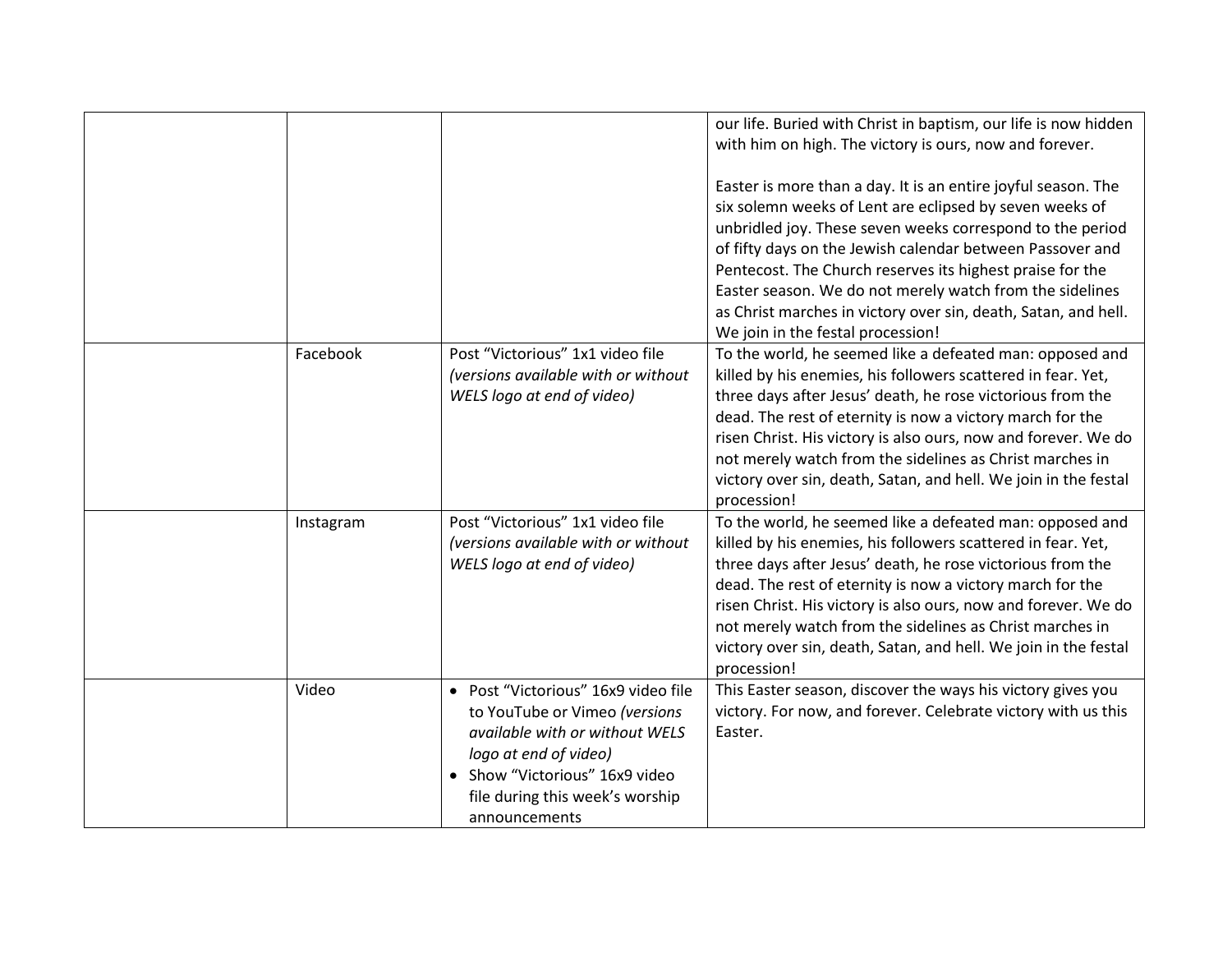| | | | |
|---|---|---|---|
| | | | our life. Buried with Christ in baptism, our life is now hidden with him on high. The victory is ours, now and forever.<br><br>Easter is more than a day. It is an entire joyful season. The six solemn weeks of Lent are eclipsed by seven weeks of unbridled joy. These seven weeks correspond to the period of fifty days on the Jewish calendar between Passover and Pentecost. The Church reserves its highest praise for the Easter season. We do not merely watch from the sidelines as Christ marches in victory over sin, death, Satan, and hell. We join in the festal procession! |
| | Facebook | Post “Victorious” 1x1 video file *(versions available with or without WELS logo at end of video)* | To the world, he seemed like a defeated man: opposed and killed by his enemies, his followers scattered in fear. Yet, three days after Jesus’ death, he rose victorious from the dead. The rest of eternity is now a victory march for the risen Christ. His victory is also ours, now and forever. We do not merely watch from the sidelines as Christ marches in victory over sin, death, Satan, and hell. We join in the festal procession! |
| | Instagram | Post “Victorious” 1x1 video file *(versions available with or without WELS logo at end of video)* | To the world, he seemed like a defeated man: opposed and killed by his enemies, his followers scattered in fear. Yet, three days after Jesus’ death, he rose victorious from the dead. The rest of eternity is now a victory march for the risen Christ. His victory is also ours, now and forever. We do not merely watch from the sidelines as Christ marches in victory over sin, death, Satan, and hell. We join in the festal procession! |
| | Video | • Post “Victorious” 16x9 video file to YouTube or Vimeo *(versions available with or without WELS logo at end of video)*<br>• Show “Victorious” 16x9 video file during this week’s worship announcements | This Easter season, discover the ways his victory gives you victory. For now, and forever. Celebrate victory with us this Easter. |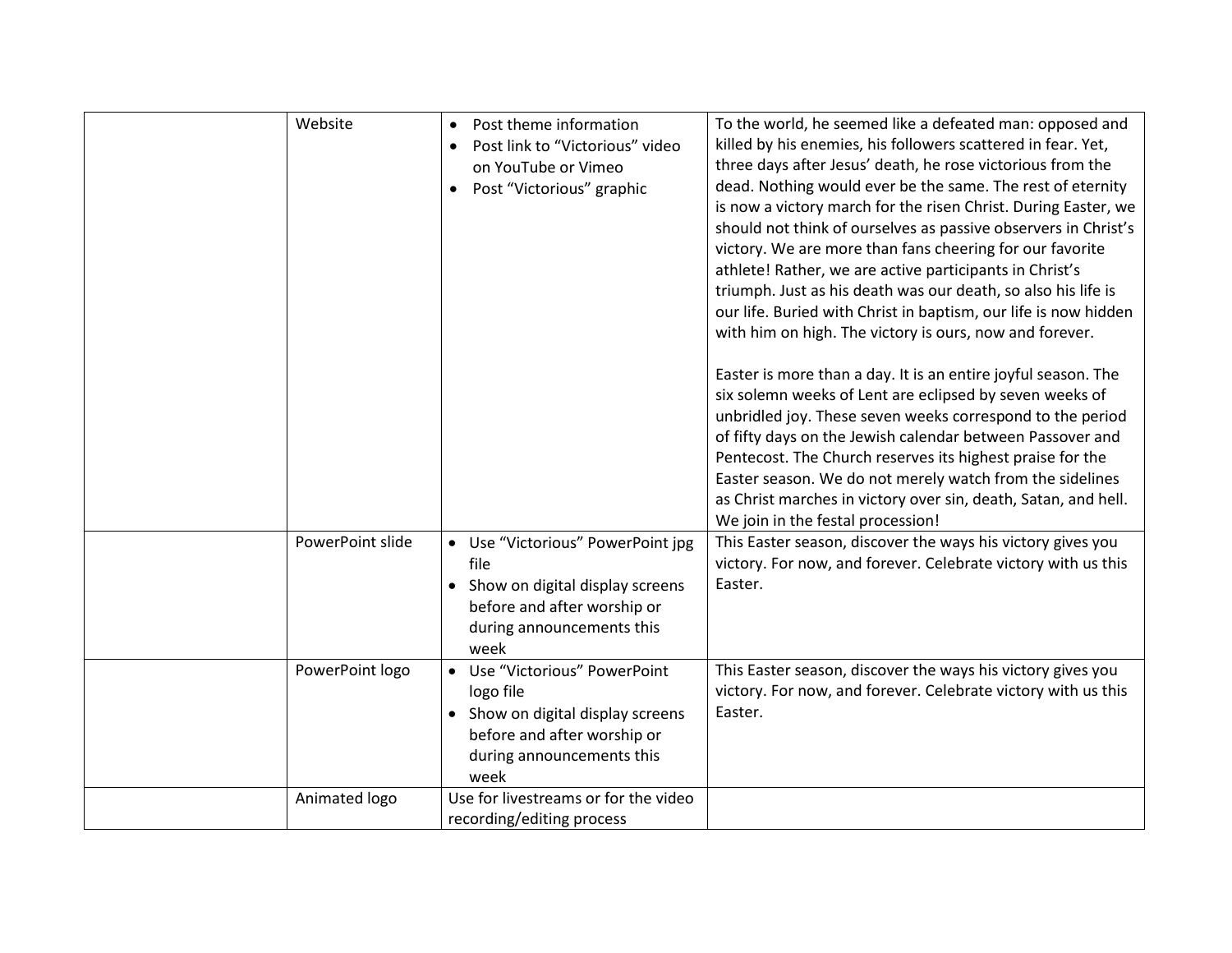| | | | |
|---|---|---|---|
| | Website | • Post theme information<br>• Post link to "Victorious" video on YouTube or Vimeo<br>• Post "Victorious" graphic | To the world, he seemed like a defeated man: opposed and killed by his enemies, his followers scattered in fear. Yet, three days after Jesus' death, he rose victorious from the dead. Nothing would ever be the same. The rest of eternity is now a victory march for the risen Christ. During Easter, we should not think of ourselves as passive observers in Christ's victory. We are more than fans cheering for our favorite athlete! Rather, we are active participants in Christ's triumph. Just as his death was our death, so also his life is our life. Buried with Christ in baptism, our life is now hidden with him on high. The victory is ours, now and forever.<br><br>Easter is more than a day. It is an entire joyful season. The six solemn weeks of Lent are eclipsed by seven weeks of unbridled joy. These seven weeks correspond to the period of fifty days on the Jewish calendar between Passover and Pentecost. The Church reserves its highest praise for the Easter season. We do not merely watch from the sidelines as Christ marches in victory over sin, death, Satan, and hell. We join in the festal procession! |
| | PowerPoint slide | • Use "Victorious" PowerPoint jpg file<br>• Show on digital display screens before and after worship or during announcements this week | This Easter season, discover the ways his victory gives you victory. For now, and forever. Celebrate victory with us this Easter. |
| | PowerPoint logo | • Use "Victorious" PowerPoint logo file<br>• Show on digital display screens before and after worship or during announcements this week | This Easter season, discover the ways his victory gives you victory. For now, and forever. Celebrate victory with us this Easter. |
| | Animated logo | Use for livestreams or for the video recording/editing process | |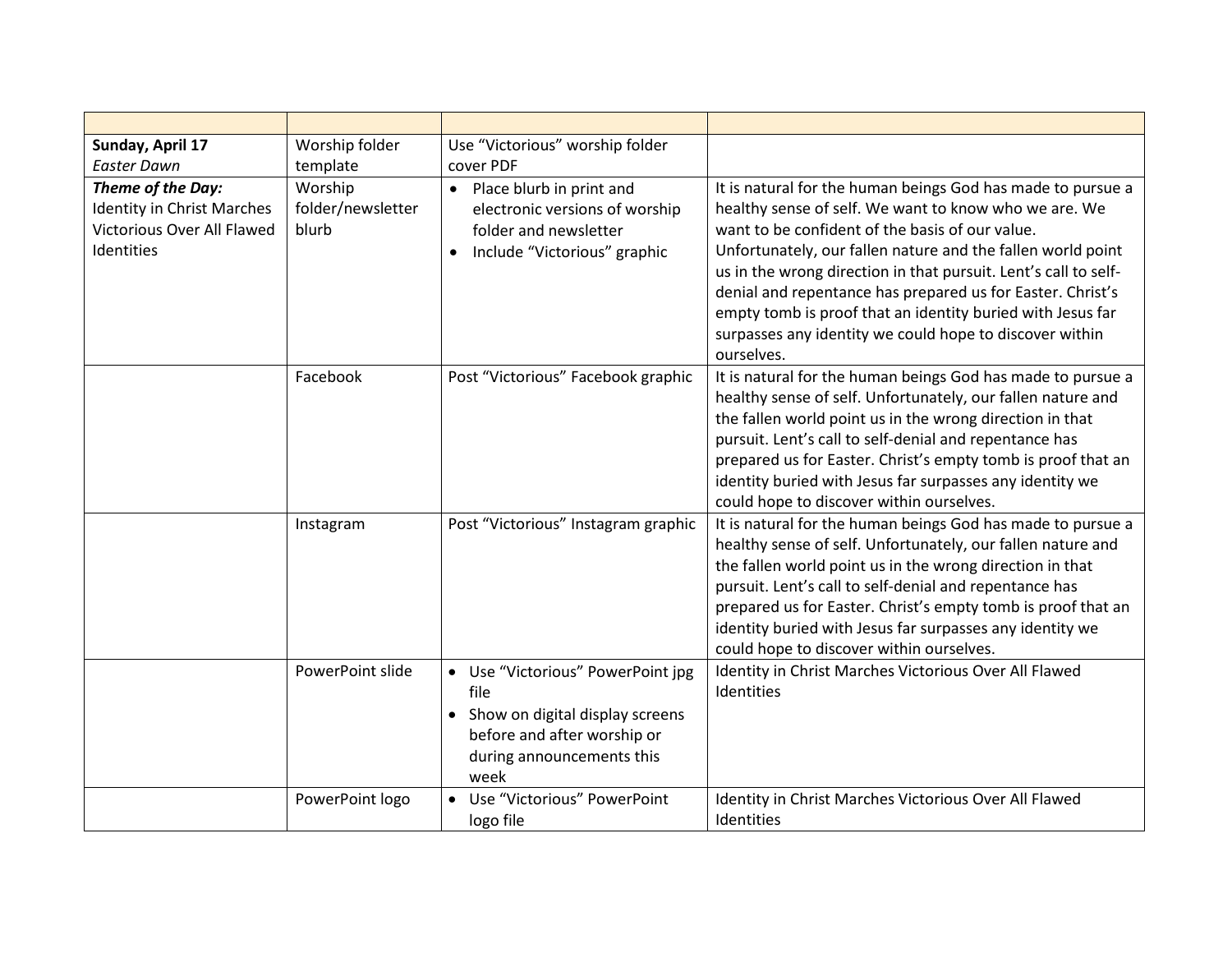| | | | |
|---|---|---|---|
| **Sunday, April 17**<br>*Easter Dawn* | Worship folder template | Use "Victorious" worship folder cover PDF | |
| ***Theme of the Day:***<br>Identity in Christ Marches Victorious Over All Flawed Identities | Worship folder/newsletter blurb | • Place blurb in print and electronic versions of worship folder and newsletter<br>• Include "Victorious" graphic | It is natural for the human beings God has made to pursue a healthy sense of self. We want to know who we are. We want to be confident of the basis of our value. Unfortunately, our fallen nature and the fallen world point us in the wrong direction in that pursuit. Lent's call to self-denial and repentance has prepared us for Easter. Christ's empty tomb is proof that an identity buried with Jesus far surpasses any identity we could hope to discover within ourselves. |
| | Facebook | Post "Victorious" Facebook graphic | It is natural for the human beings God has made to pursue a healthy sense of self. Unfortunately, our fallen nature and the fallen world point us in the wrong direction in that pursuit. Lent's call to self-denial and repentance has prepared us for Easter. Christ's empty tomb is proof that an identity buried with Jesus far surpasses any identity we could hope to discover within ourselves. |
| | Instagram | Post "Victorious" Instagram graphic | It is natural for the human beings God has made to pursue a healthy sense of self. Unfortunately, our fallen nature and the fallen world point us in the wrong direction in that pursuit. Lent's call to self-denial and repentance has prepared us for Easter. Christ's empty tomb is proof that an identity buried with Jesus far surpasses any identity we could hope to discover within ourselves. |
| | PowerPoint slide | • Use "Victorious" PowerPoint jpg file<br>• Show on digital display screens before and after worship or during announcements this week | Identity in Christ Marches Victorious Over All Flawed Identities |
| | PowerPoint logo | • Use "Victorious" PowerPoint logo file | Identity in Christ Marches Victorious Over All Flawed Identities |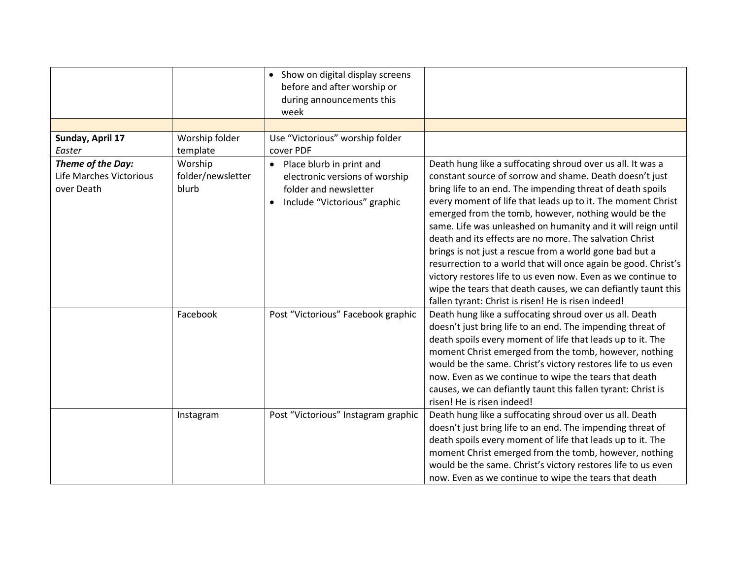| | | | |
|---|---|---|---|
| | | • Show on digital display screens before and after worship or during announcements this week | |
| | | | |
| **Sunday, April 17**<br>*Easter* | Worship folder template | Use "Victorious" worship folder cover PDF | |
| ***Theme of the Day:***<br>Life Marches Victorious over Death | Worship folder/newsletter blurb | • Place blurb in print and electronic versions of worship folder and newsletter<br>• Include "Victorious" graphic | Death hung like a suffocating shroud over us all. It was a constant source of sorrow and shame. Death doesn't just bring life to an end. The impending threat of death spoils every moment of life that leads up to it. The moment Christ emerged from the tomb, however, nothing would be the same. Life was unleashed on humanity and it will reign until death and its effects are no more. The salvation Christ brings is not just a rescue from a world gone bad but a resurrection to a world that will once again be good. Christ's victory restores life to us even now. Even as we continue to wipe the tears that death causes, we can defiantly taunt this fallen tyrant: Christ is risen! He is risen indeed! |
| | Facebook | Post "Victorious" Facebook graphic | Death hung like a suffocating shroud over us all. Death doesn't just bring life to an end. The impending threat of death spoils every moment of life that leads up to it. The moment Christ emerged from the tomb, however, nothing would be the same. Christ's victory restores life to us even now. Even as we continue to wipe the tears that death causes, we can defiantly taunt this fallen tyrant: Christ is risen! He is risen indeed! |
| | Instagram | Post "Victorious" Instagram graphic | Death hung like a suffocating shroud over us all. Death doesn't just bring life to an end. The impending threat of death spoils every moment of life that leads up to it. The moment Christ emerged from the tomb, however, nothing would be the same. Christ's victory restores life to us even now. Even as we continue to wipe the tears that death |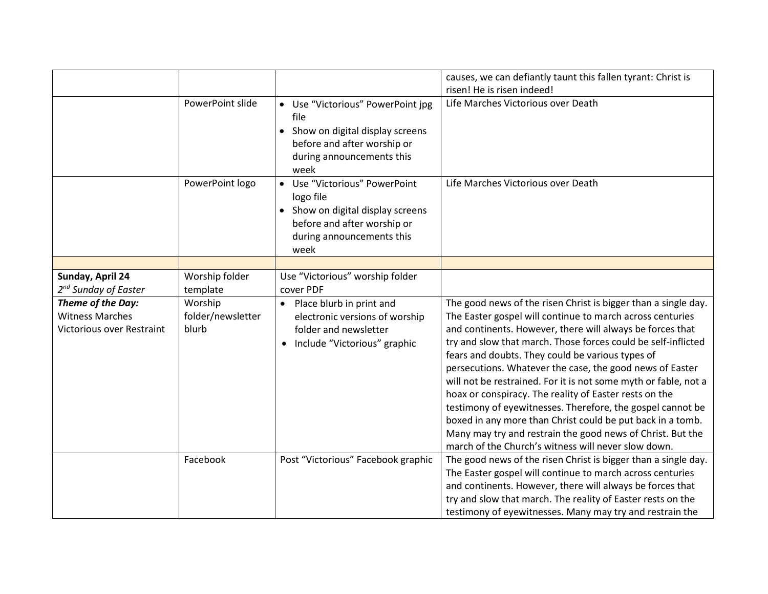| | | | |
|---|---|---|---|
| | | | causes, we can defiantly taunt this fallen tyrant: Christ is risen! He is risen indeed! |
| | PowerPoint slide | • Use "Victorious" PowerPoint jpg file<br>• Show on digital display screens before and after worship or during announcements this week | Life Marches Victorious over Death |
| | PowerPoint logo | • Use "Victorious" PowerPoint logo file<br>• Show on digital display screens before and after worship or during announcements this week | Life Marches Victorious over Death |
| | | | |
| **Sunday, April 24**<br>*2nd Sunday of Easter* | Worship folder template | Use "Victorious" worship folder cover PDF | |
| ***Theme of the Day:***<br>Witness Marches Victorious over Restraint | Worship folder/newsletter blurb | • Place blurb in print and electronic versions of worship folder and newsletter<br>• Include "Victorious" graphic | The good news of the risen Christ is bigger than a single day. The Easter gospel will continue to march across centuries and continents. However, there will always be forces that try and slow that march. Those forces could be self-inflicted fears and doubts. They could be various types of persecutions. Whatever the case, the good news of Easter will not be restrained. For it is not some myth or fable, not a hoax or conspiracy. The reality of Easter rests on the testimony of eyewitnesses. Therefore, the gospel cannot be boxed in any more than Christ could be put back in a tomb. Many may try and restrain the good news of Christ. But the march of the Church's witness will never slow down. |
| | Facebook | Post "Victorious" Facebook graphic | The good news of the risen Christ is bigger than a single day. The Easter gospel will continue to march across centuries and continents. However, there will always be forces that try and slow that march. The reality of Easter rests on the testimony of eyewitnesses. Many may try and restrain the |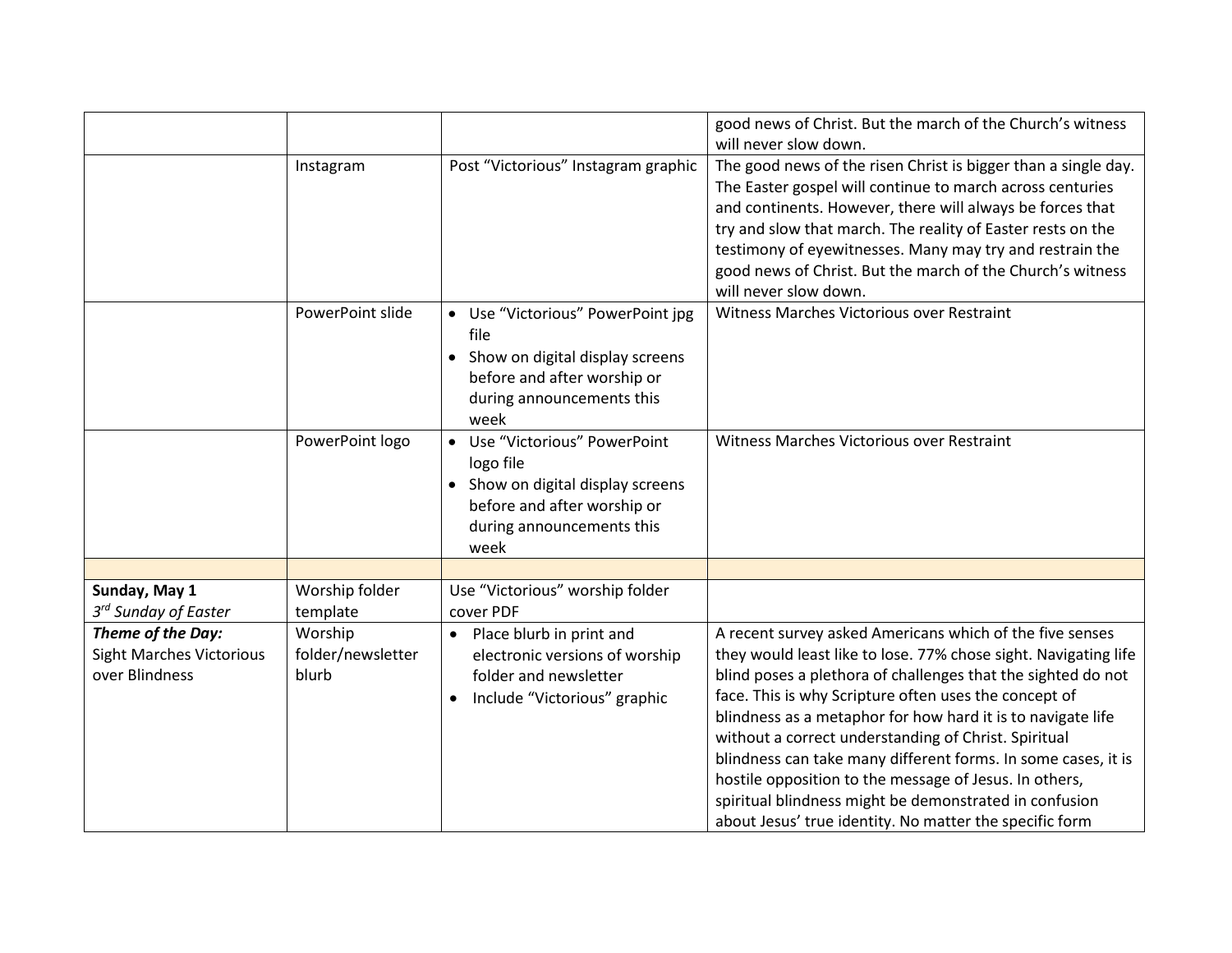| | | | |
|---|---|---|---|
| | | | good news of Christ. But the march of the Church's witness will never slow down. |
| | Instagram | Post "Victorious" Instagram graphic | The good news of the risen Christ is bigger than a single day. The Easter gospel will continue to march across centuries and continents. However, there will always be forces that try and slow that march. The reality of Easter rests on the testimony of eyewitnesses. Many may try and restrain the good news of Christ. But the march of the Church's witness will never slow down. |
| | PowerPoint slide | • Use "Victorious" PowerPoint jpg file<br>• Show on digital display screens before and after worship or during announcements this week | Witness Marches Victorious over Restraint |
| | PowerPoint logo | • Use "Victorious" PowerPoint logo file<br>• Show on digital display screens before and after worship or during announcements this week | Witness Marches Victorious over Restraint |
| | | | |
| **Sunday, May 1**<br>*3rd Sunday of Easter* | Worship folder template | Use "Victorious" worship folder cover PDF | |
| ***Theme of the Day:***<br>Sight Marches Victorious over Blindness | Worship folder/newsletter blurb | • Place blurb in print and electronic versions of worship folder and newsletter<br>• Include "Victorious" graphic | A recent survey asked Americans which of the five senses they would least like to lose. 77% chose sight. Navigating life blind poses a plethora of challenges that the sighted do not face. This is why Scripture often uses the concept of blindness as a metaphor for how hard it is to navigate life without a correct understanding of Christ. Spiritual blindness can take many different forms. In some cases, it is hostile opposition to the message of Jesus. In others, spiritual blindness might be demonstrated in confusion about Jesus' true identity. No matter the specific form |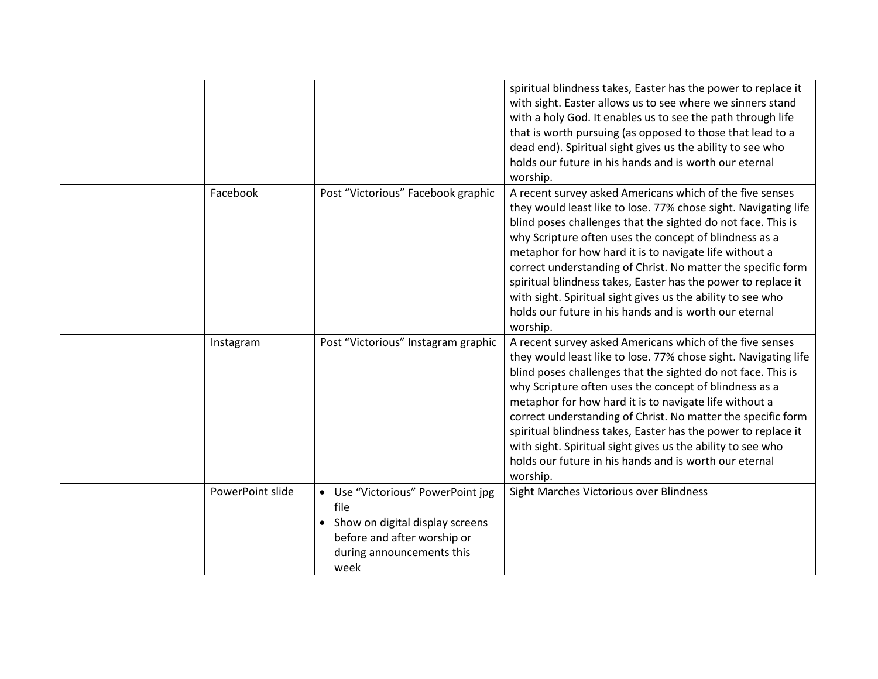|  |  |  |  |
|---|---|---|---|
|  |  |  | spiritual blindness takes, Easter has the power to replace it with sight. Easter allows us to see where we sinners stand with a holy God. It enables us to see the path through life that is worth pursuing (as opposed to those that lead to a dead end). Spiritual sight gives us the ability to see who holds our future in his hands and is worth our eternal worship. |
|  | Facebook | Post "Victorious" Facebook graphic | A recent survey asked Americans which of the five senses they would least like to lose. 77% chose sight. Navigating life blind poses challenges that the sighted do not face. This is why Scripture often uses the concept of blindness as a metaphor for how hard it is to navigate life without a correct understanding of Christ. No matter the specific form spiritual blindness takes, Easter has the power to replace it with sight. Spiritual sight gives us the ability to see who holds our future in his hands and is worth our eternal worship. |
|  | Instagram | Post "Victorious" Instagram graphic | A recent survey asked Americans which of the five senses they would least like to lose. 77% chose sight. Navigating life blind poses challenges that the sighted do not face. This is why Scripture often uses the concept of blindness as a metaphor for how hard it is to navigate life without a correct understanding of Christ. No matter the specific form spiritual blindness takes, Easter has the power to replace it with sight. Spiritual sight gives us the ability to see who holds our future in his hands and is worth our eternal worship. |
|  | PowerPoint slide | • Use "Victorious" PowerPoint jpg file<br>• Show on digital display screens before and after worship or during announcements this week | Sight Marches Victorious over Blindness |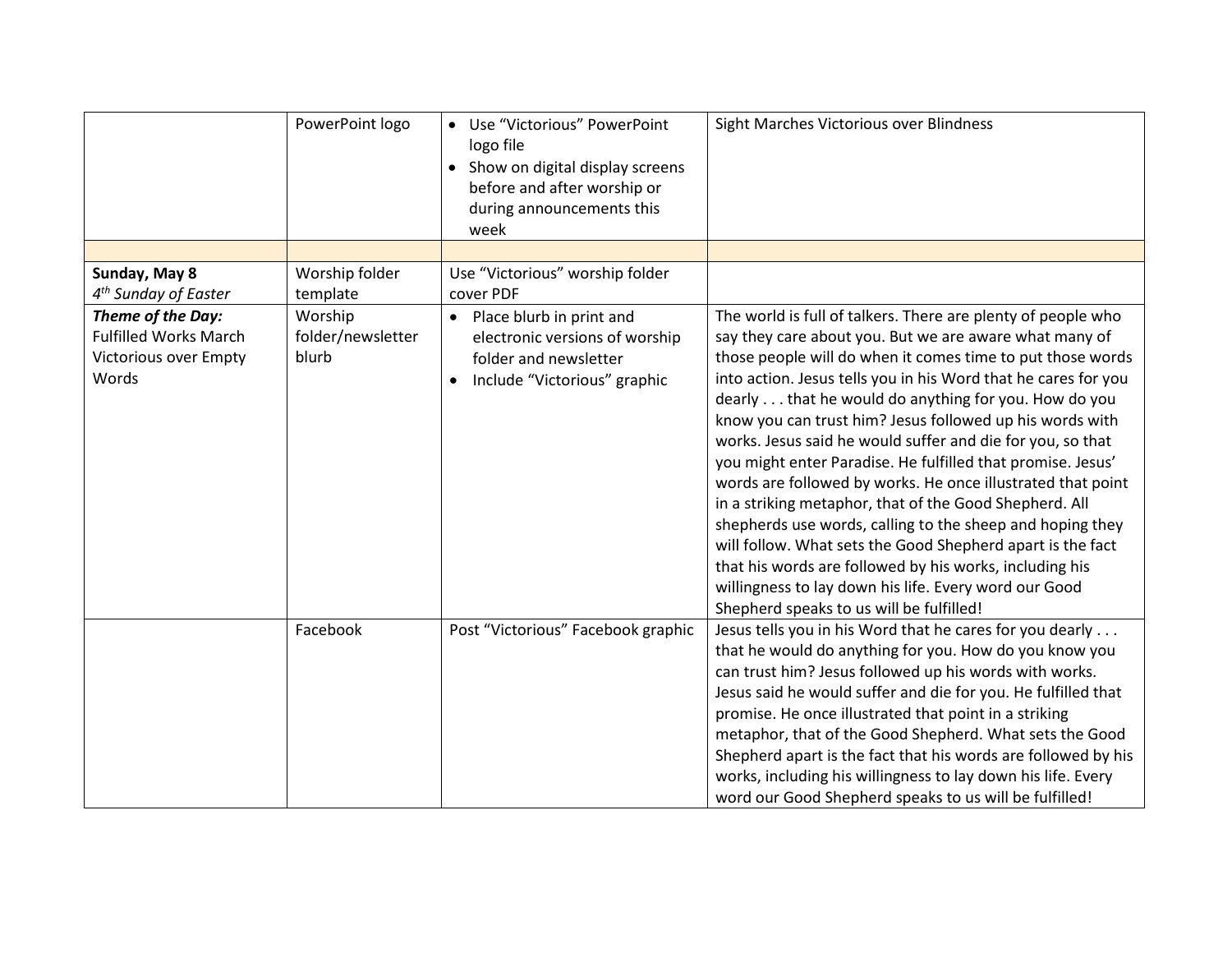| | | | |
|---|---|---|---|
| | PowerPoint logo | • Use "Victorious" PowerPoint logo file<br>• Show on digital display screens before and after worship or during announcements this week | Sight Marches Victorious over Blindness |
| | | | |
| **Sunday, May 8**<br>*4th Sunday of Easter* | Worship folder template | Use "Victorious" worship folder cover PDF | |
| ***Theme of the Day:***<br>Fulfilled Works March Victorious over Empty Words | Worship folder/newsletter blurb | • Place blurb in print and electronic versions of worship folder and newsletter<br>• Include "Victorious" graphic | The world is full of talkers. There are plenty of people who say they care about you. But we are aware what many of those people will do when it comes time to put those words into action. Jesus tells you in his Word that he cares for you dearly . . . that he would do anything for you. How do you know you can trust him? Jesus followed up his words with works. Jesus said he would suffer and die for you, so that you might enter Paradise. He fulfilled that promise. Jesus' words are followed by works. He once illustrated that point in a striking metaphor, that of the Good Shepherd. All shepherds use words, calling to the sheep and hoping they will follow. What sets the Good Shepherd apart is the fact that his words are followed by his works, including his willingness to lay down his life. Every word our Good Shepherd speaks to us will be fulfilled! |
| | Facebook | Post "Victorious" Facebook graphic | Jesus tells you in his Word that he cares for you dearly . . . that he would do anything for you. How do you know you can trust him? Jesus followed up his words with works. Jesus said he would suffer and die for you. He fulfilled that promise. He once illustrated that point in a striking metaphor, that of the Good Shepherd. What sets the Good Shepherd apart is the fact that his words are followed by his works, including his willingness to lay down his life. Every word our Good Shepherd speaks to us will be fulfilled! |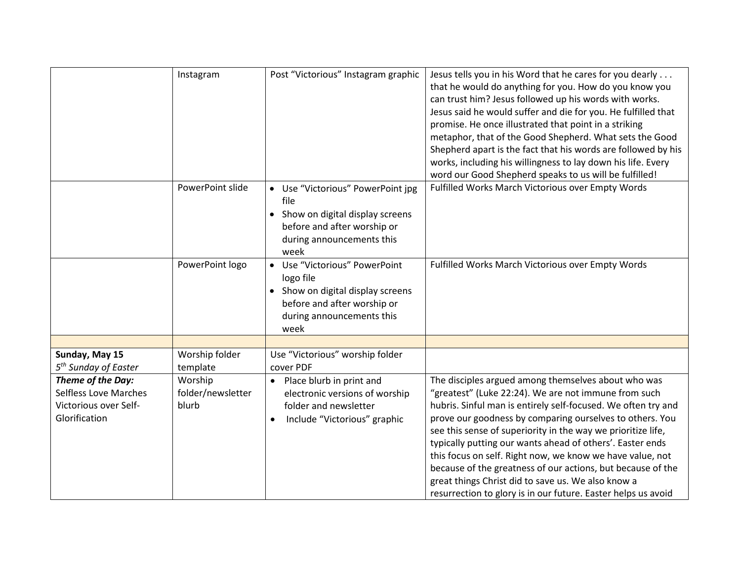| | | | |
|---|---|---|---|
| | Instagram | Post "Victorious" Instagram graphic | Jesus tells you in his Word that he cares for you dearly . . . that he would do anything for you. How do you know you can trust him? Jesus followed up his words with works. Jesus said he would suffer and die for you. He fulfilled that promise. He once illustrated that point in a striking metaphor, that of the Good Shepherd. What sets the Good Shepherd apart is the fact that his words are followed by his works, including his willingness to lay down his life. Every word our Good Shepherd speaks to us will be fulfilled! |
| | PowerPoint slide | • Use "Victorious" PowerPoint jpg file<br>• Show on digital display screens before and after worship or during announcements this week | Fulfilled Works March Victorious over Empty Words |
| | PowerPoint logo | • Use "Victorious" PowerPoint logo file<br>• Show on digital display screens before and after worship or during announcements this week | Fulfilled Works March Victorious over Empty Words |
| | | | |
| **Sunday, May 15**<br>*5th Sunday of Easter* | Worship folder template | Use "Victorious" worship folder cover PDF | |
| ***Theme of the Day:***<br>Selfless Love Marches Victorious over Self-Glorification | Worship folder/newsletter blurb | • Place blurb in print and electronic versions of worship folder and newsletter<br>• Include "Victorious" graphic | The disciples argued among themselves about who was "greatest" (Luke 22:24). We are not immune from such hubris. Sinful man is entirely self-focused. We often try and prove our goodness by comparing ourselves to others. You see this sense of superiority in the way we prioritize life, typically putting our wants ahead of others'. Easter ends this focus on self. Right now, we know we have value, not because of the greatness of our actions, but because of the great things Christ did to save us. We also know a resurrection to glory is in our future. Easter helps us avoid |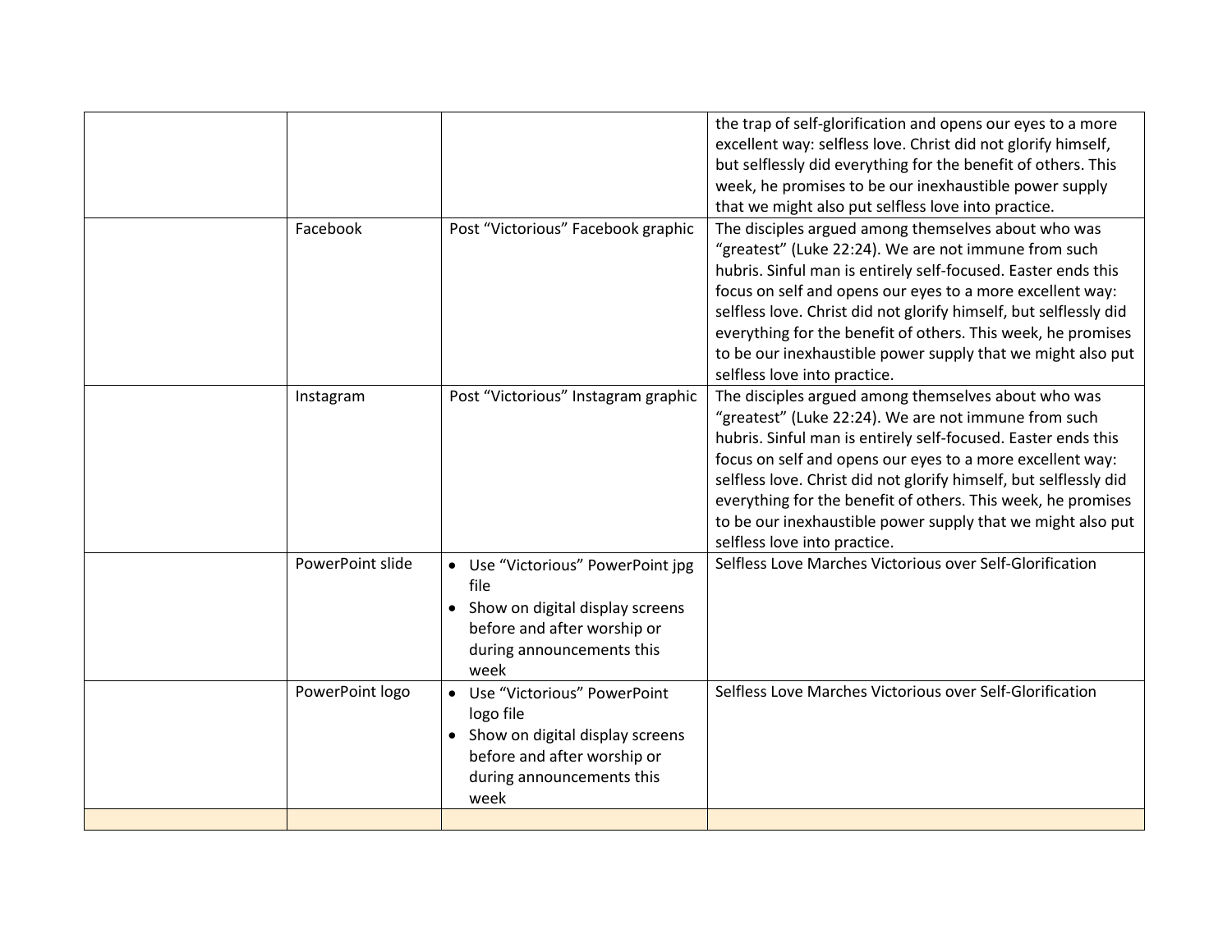| | | | |
|---|---|---|---|
| | | | the trap of self-glorification and opens our eyes to a more excellent way: selfless love. Christ did not glorify himself, but selflessly did everything for the benefit of others. This week, he promises to be our inexhaustible power supply that we might also put selfless love into practice. |
| | Facebook | Post “Victorious” Facebook graphic | The disciples argued among themselves about who was “greatest” (Luke 22:24). We are not immune from such hubris. Sinful man is entirely self-focused. Easter ends this focus on self and opens our eyes to a more excellent way: selfless love. Christ did not glorify himself, but selflessly did everything for the benefit of others. This week, he promises to be our inexhaustible power supply that we might also put selfless love into practice. |
| | Instagram | Post “Victorious” Instagram graphic | The disciples argued among themselves about who was “greatest” (Luke 22:24). We are not immune from such hubris. Sinful man is entirely self-focused. Easter ends this focus on self and opens our eyes to a more excellent way: selfless love. Christ did not glorify himself, but selflessly did everything for the benefit of others. This week, he promises to be our inexhaustible power supply that we might also put selfless love into practice. |
| | PowerPoint slide | • Use “Victorious” PowerPoint jpg file<br>• Show on digital display screens before and after worship or during announcements this week | Selfless Love Marches Victorious over Self-Glorification |
| | PowerPoint logo | • Use “Victorious” PowerPoint logo file<br>• Show on digital display screens before and after worship or during announcements this week | Selfless Love Marches Victorious over Self-Glorification |
| | | | |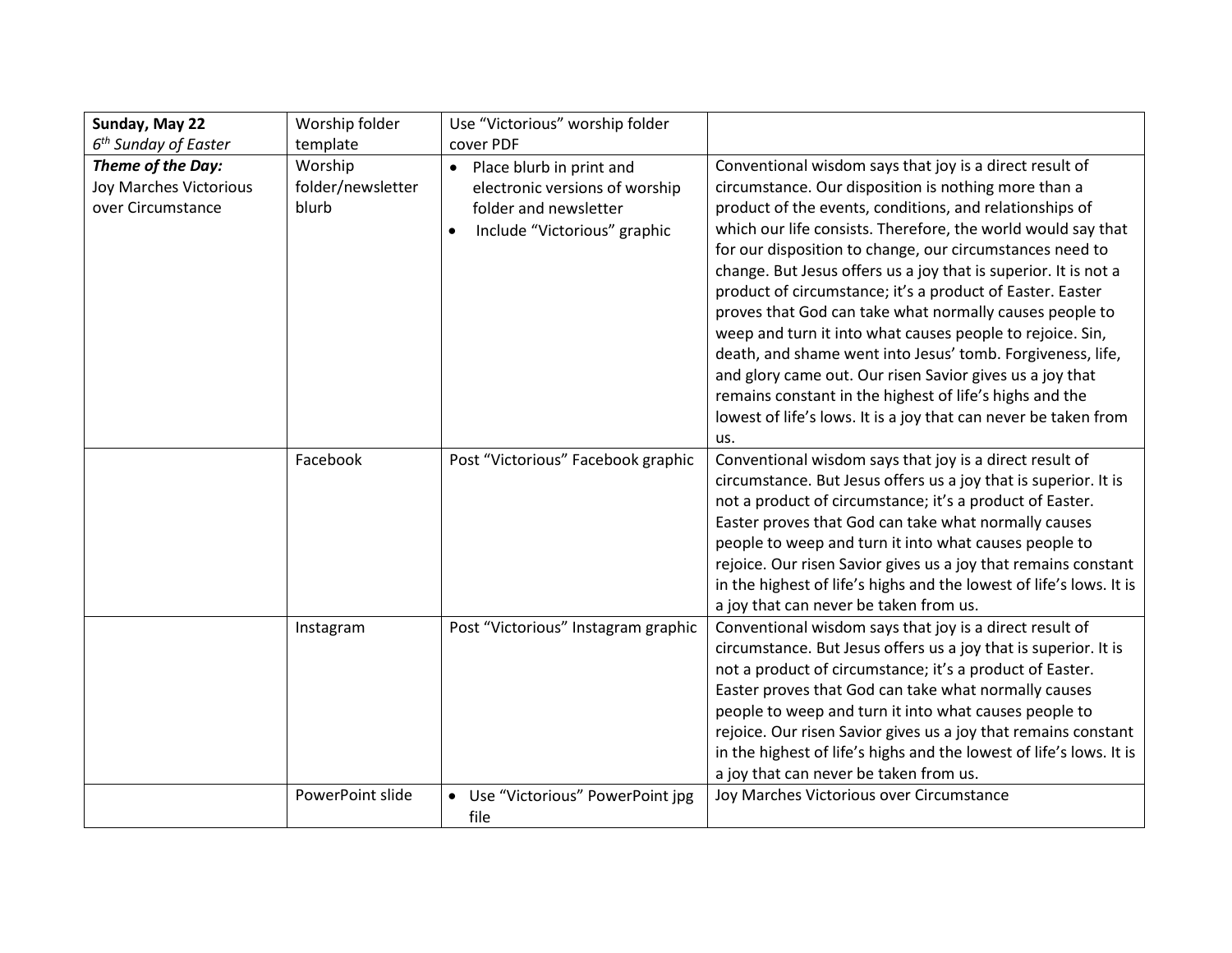| **Sunday, May 22** *6th Sunday of Easter* | Worship folder template | Use "Victorious" worship folder cover PDF | |
|---|---|---|---|
| ***Theme of the Day:*** Joy Marches Victorious over Circumstance | Worship folder/newsletter blurb | • Place blurb in print and electronic versions of worship folder and newsletter <br> • Include "Victorious" graphic | Conventional wisdom says that joy is a direct result of circumstance. Our disposition is nothing more than a product of the events, conditions, and relationships of which our life consists. Therefore, the world would say that for our disposition to change, our circumstances need to change. But Jesus offers us a joy that is superior. It is not a product of circumstance; it's a product of Easter. Easter proves that God can take what normally causes people to weep and turn it into what causes people to rejoice. Sin, death, and shame went into Jesus' tomb. Forgiveness, life, and glory came out. Our risen Savior gives us a joy that remains constant in the highest of life's highs and the lowest of life's lows. It is a joy that can never be taken from us. |
| | Facebook | Post "Victorious" Facebook graphic | Conventional wisdom says that joy is a direct result of circumstance. But Jesus offers us a joy that is superior. It is not a product of circumstance; it's a product of Easter. Easter proves that God can take what normally causes people to weep and turn it into what causes people to rejoice. Our risen Savior gives us a joy that remains constant in the highest of life's highs and the lowest of life's lows. It is a joy that can never be taken from us. |
| | Instagram | Post "Victorious" Instagram graphic | Conventional wisdom says that joy is a direct result of circumstance. But Jesus offers us a joy that is superior. It is not a product of circumstance; it's a product of Easter. Easter proves that God can take what normally causes people to weep and turn it into what causes people to rejoice. Our risen Savior gives us a joy that remains constant in the highest of life's highs and the lowest of life's lows. It is a joy that can never be taken from us. |
| | PowerPoint slide | • Use "Victorious" PowerPoint jpg file | Joy Marches Victorious over Circumstance |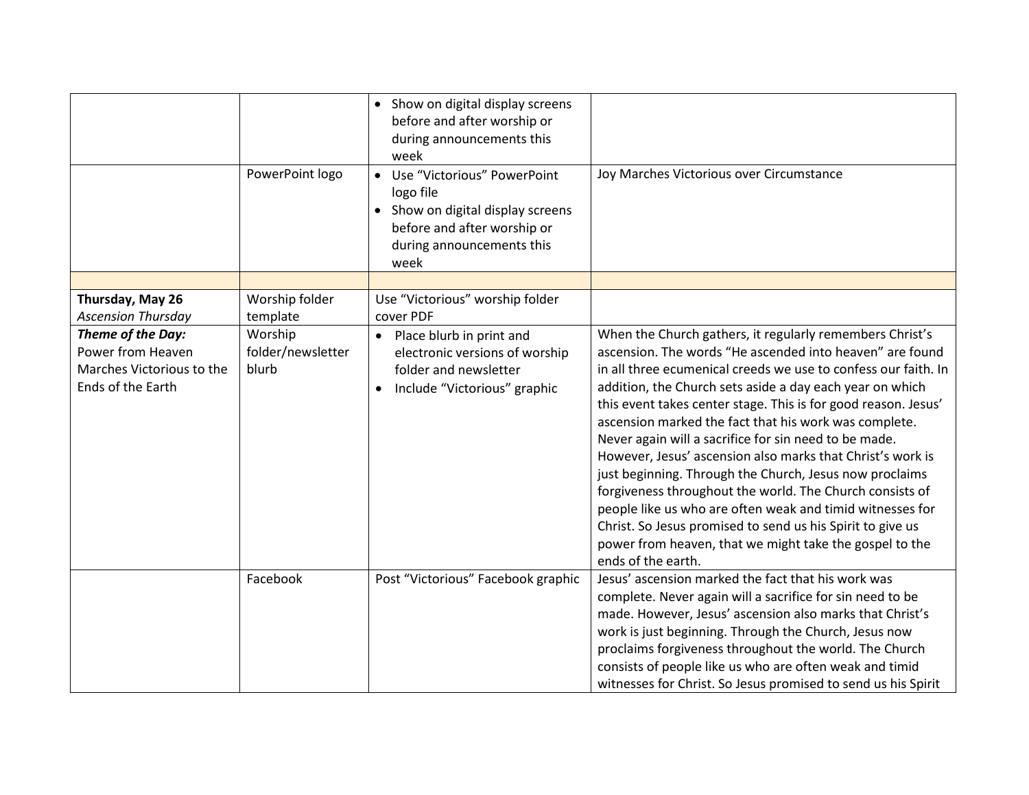| | | | |
|---|---|---|---|
| | | • Show on digital display screens before and after worship or during announcements this week | |
| | PowerPoint logo | • Use "Victorious" PowerPoint logo file<br>• Show on digital display screens before and after worship or during announcements this week | Joy Marches Victorious over Circumstance |
| | | | |
| **Thursday, May 26**<br>*Ascension Thursday* | Worship folder template | Use "Victorious" worship folder cover PDF | |
| ***Theme of the Day:***<br>Power from Heaven Marches Victorious to the Ends of the Earth | Worship folder/newsletter blurb | • Place blurb in print and electronic versions of worship folder and newsletter<br>• Include "Victorious" graphic | When the Church gathers, it regularly remembers Christ's ascension. The words "He ascended into heaven" are found in all three ecumenical creeds we use to confess our faith. In addition, the Church sets aside a day each year on which this event takes center stage. This is for good reason. Jesus' ascension marked the fact that his work was complete. Never again will a sacrifice for sin need to be made. However, Jesus' ascension also marks that Christ's work is just beginning. Through the Church, Jesus now proclaims forgiveness throughout the world. The Church consists of people like us who are often weak and timid witnesses for Christ. So Jesus promised to send us his Spirit to give us power from heaven, that we might take the gospel to the ends of the earth. |
| | Facebook | Post "Victorious" Facebook graphic | Jesus' ascension marked the fact that his work was complete. Never again will a sacrifice for sin need to be made. However, Jesus' ascension also marks that Christ's work is just beginning. Through the Church, Jesus now proclaims forgiveness throughout the world. The Church consists of people like us who are often weak and timid witnesses for Christ. So Jesus promised to send us his Spirit |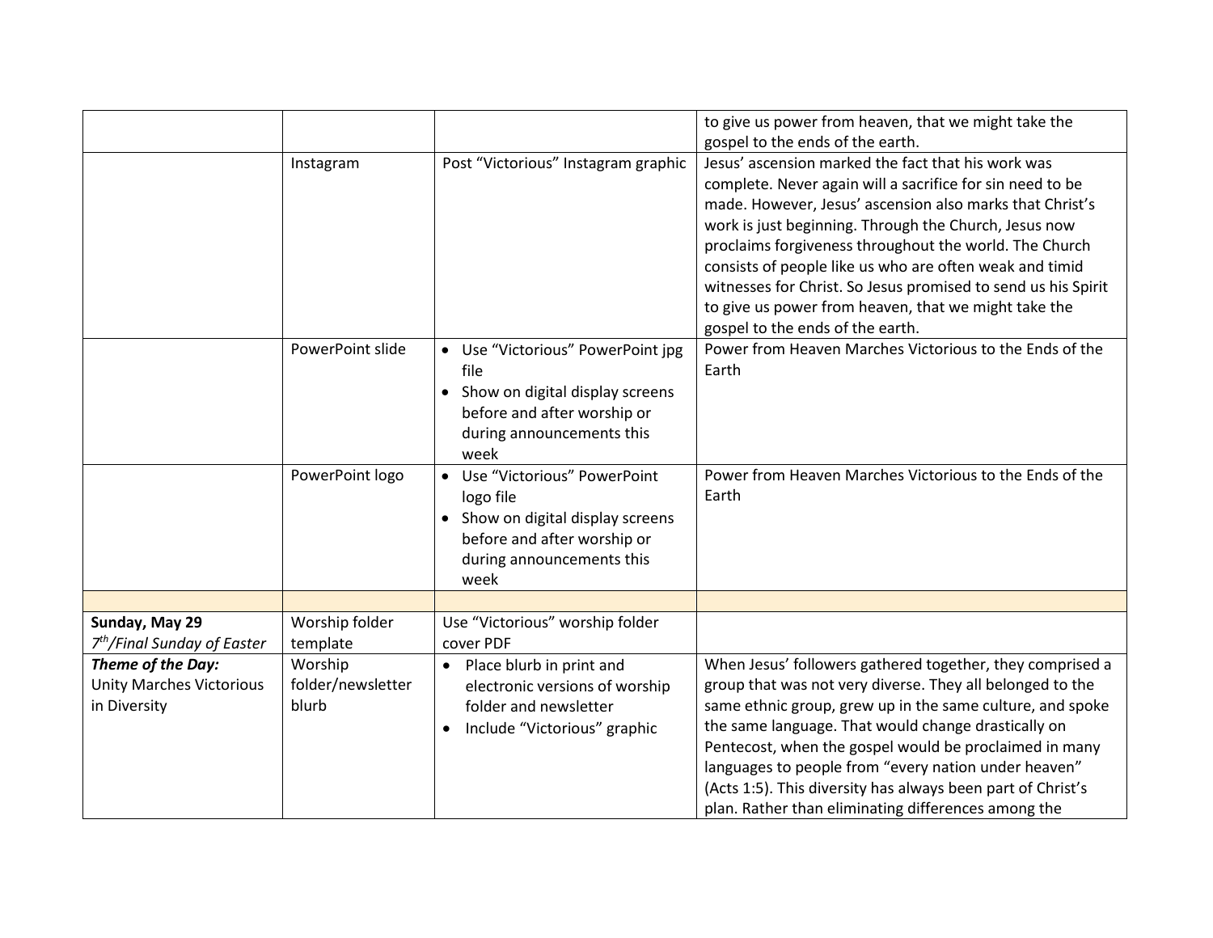| | | | |
|---|---|---|---|
| | | | to give us power from heaven, that we might take the gospel to the ends of the earth. |
| | Instagram | Post "Victorious" Instagram graphic | Jesus' ascension marked the fact that his work was complete. Never again will a sacrifice for sin need to be made. However, Jesus' ascension also marks that Christ's work is just beginning. Through the Church, Jesus now proclaims forgiveness throughout the world. The Church consists of people like us who are often weak and timid witnesses for Christ. So Jesus promised to send us his Spirit to give us power from heaven, that we might take the gospel to the ends of the earth. |
| | PowerPoint slide | • Use "Victorious" PowerPoint jpg file<br>• Show on digital display screens before and after worship or during announcements this week | Power from Heaven Marches Victorious to the Ends of the Earth |
| | PowerPoint logo | • Use "Victorious" PowerPoint logo file<br>• Show on digital display screens before and after worship or during announcements this week | Power from Heaven Marches Victorious to the Ends of the Earth |
| | | | |
| **Sunday, May 29**<br>*7th/Final Sunday of Easter* | Worship folder template | Use "Victorious" worship folder cover PDF | |
| ***Theme of the Day:***<br>Unity Marches Victorious in Diversity | Worship folder/newsletter blurb | • Place blurb in print and electronic versions of worship folder and newsletter<br>• Include "Victorious" graphic | When Jesus' followers gathered together, they comprised a group that was not very diverse. They all belonged to the same ethnic group, grew up in the same culture, and spoke the same language. That would change drastically on Pentecost, when the gospel would be proclaimed in many languages to people from "every nation under heaven" (Acts 1:5). This diversity has always been part of Christ's plan. Rather than eliminating differences among the |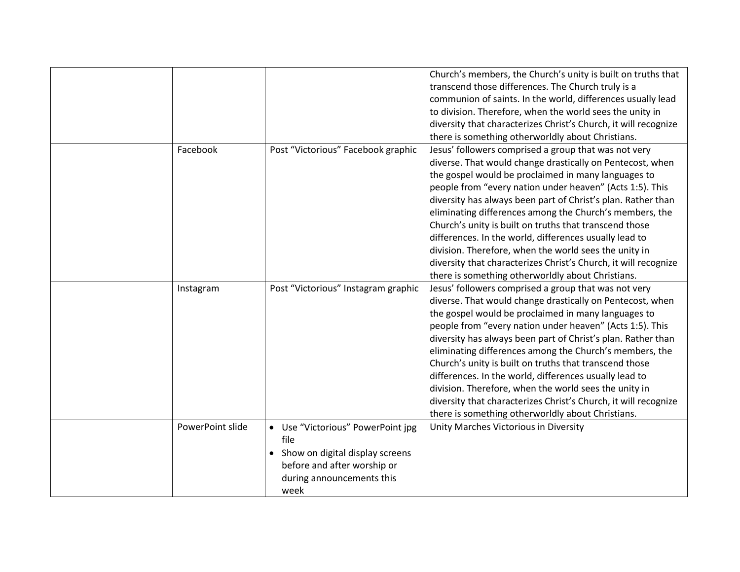| | | | |
|---|---|---|---|
| | | | Church's members, the Church's unity is built on truths that transcend those differences. The Church truly is a communion of saints. In the world, differences usually lead to division. Therefore, when the world sees the unity in diversity that characterizes Christ's Church, it will recognize there is something otherworldly about Christians. |
| | Facebook | Post "Victorious" Facebook graphic | Jesus' followers comprised a group that was not very diverse. That would change drastically on Pentecost, when the gospel would be proclaimed in many languages to people from "every nation under heaven" (Acts 1:5). This diversity has always been part of Christ's plan. Rather than eliminating differences among the Church's members, the Church's unity is built on truths that transcend those differences. In the world, differences usually lead to division. Therefore, when the world sees the unity in diversity that characterizes Christ's Church, it will recognize there is something otherworldly about Christians. |
| | Instagram | Post "Victorious" Instagram graphic | Jesus' followers comprised a group that was not very diverse. That would change drastically on Pentecost, when the gospel would be proclaimed in many languages to people from "every nation under heaven" (Acts 1:5). This diversity has always been part of Christ's plan. Rather than eliminating differences among the Church's members, the Church's unity is built on truths that transcend those differences. In the world, differences usually lead to division. Therefore, when the world sees the unity in diversity that characterizes Christ's Church, it will recognize there is something otherworldly about Christians. |
| | PowerPoint slide | • Use "Victorious" PowerPoint jpg file<br>• Show on digital display screens before and after worship or during announcements this week | Unity Marches Victorious in Diversity |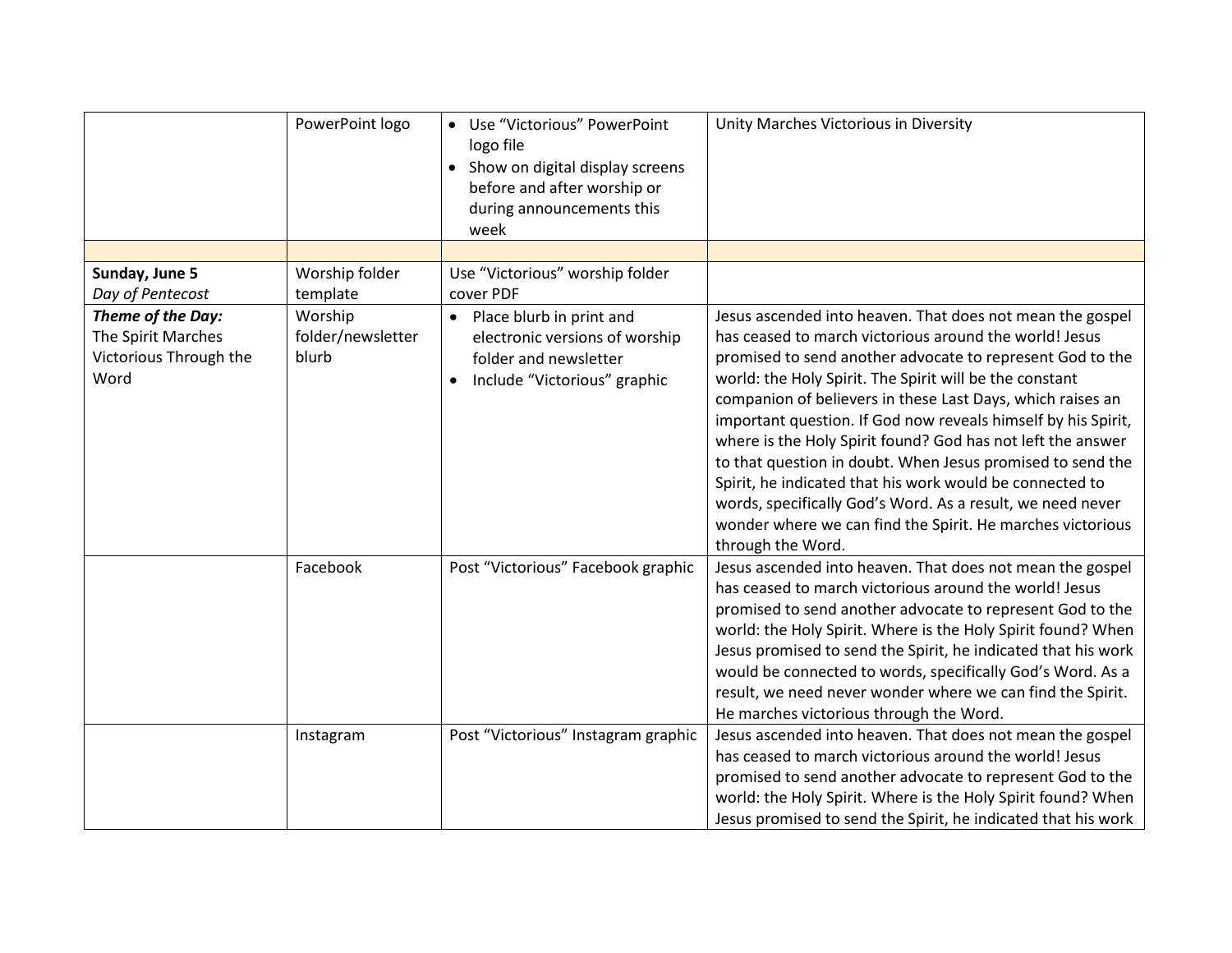| | | | |
|---|---|---|---|
| | PowerPoint logo | • Use "Victorious" PowerPoint logo file<br>• Show on digital display screens before and after worship or during announcements this week | Unity Marches Victorious in Diversity |
| | | | |
| **Sunday, June 5**<br>*Day of Pentecost* | Worship folder template | Use "Victorious" worship folder cover PDF | |
| ***Theme of the Day:***<br>The Spirit Marches Victorious Through the Word | Worship folder/newsletter blurb | • Place blurb in print and electronic versions of worship folder and newsletter<br>• Include "Victorious" graphic | Jesus ascended into heaven. That does not mean the gospel has ceased to march victorious around the world! Jesus promised to send another advocate to represent God to the world: the Holy Spirit. The Spirit will be the constant companion of believers in these Last Days, which raises an important question. If God now reveals himself by his Spirit, where is the Holy Spirit found? God has not left the answer to that question in doubt. When Jesus promised to send the Spirit, he indicated that his work would be connected to words, specifically God's Word. As a result, we need never wonder where we can find the Spirit. He marches victorious through the Word. |
| | Facebook | Post "Victorious" Facebook graphic | Jesus ascended into heaven. That does not mean the gospel has ceased to march victorious around the world! Jesus promised to send another advocate to represent God to the world: the Holy Spirit. Where is the Holy Spirit found? When Jesus promised to send the Spirit, he indicated that his work would be connected to words, specifically God's Word. As a result, we need never wonder where we can find the Spirit. He marches victorious through the Word. |
| | Instagram | Post "Victorious" Instagram graphic | Jesus ascended into heaven. That does not mean the gospel has ceased to march victorious around the world! Jesus promised to send another advocate to represent God to the world: the Holy Spirit. Where is the Holy Spirit found? When Jesus promised to send the Spirit, he indicated that his work |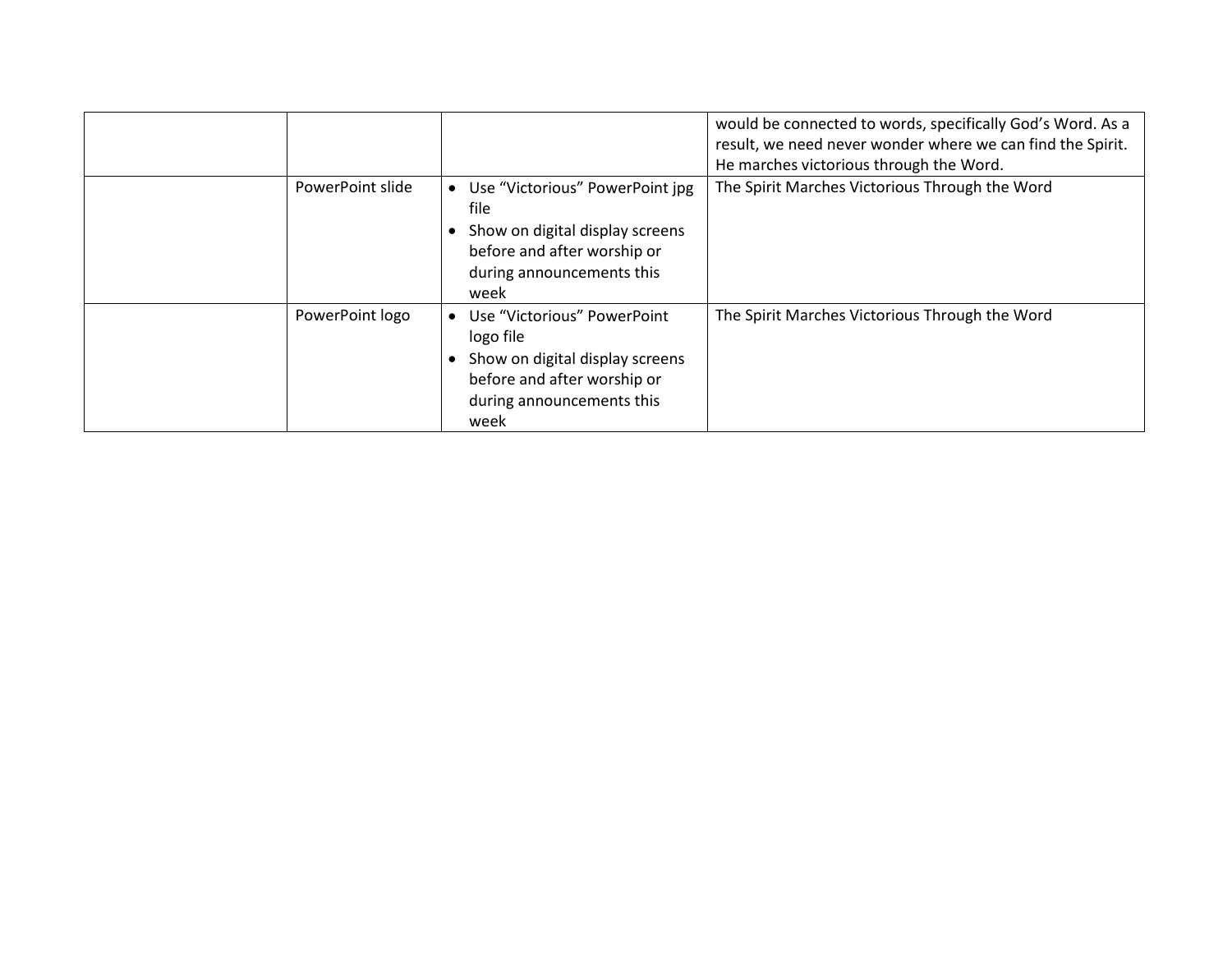| | | | |
|---|---|---|---|
| | | | would be connected to words, specifically God's Word. As a result, we need never wonder where we can find the Spirit. He marches victorious through the Word. |
| | PowerPoint slide | • Use "Victorious" PowerPoint jpg file<br>• Show on digital display screens before and after worship or during announcements this week | The Spirit Marches Victorious Through the Word |
| | PowerPoint logo | • Use "Victorious" PowerPoint logo file<br>• Show on digital display screens before and after worship or during announcements this week | The Spirit Marches Victorious Through the Word |